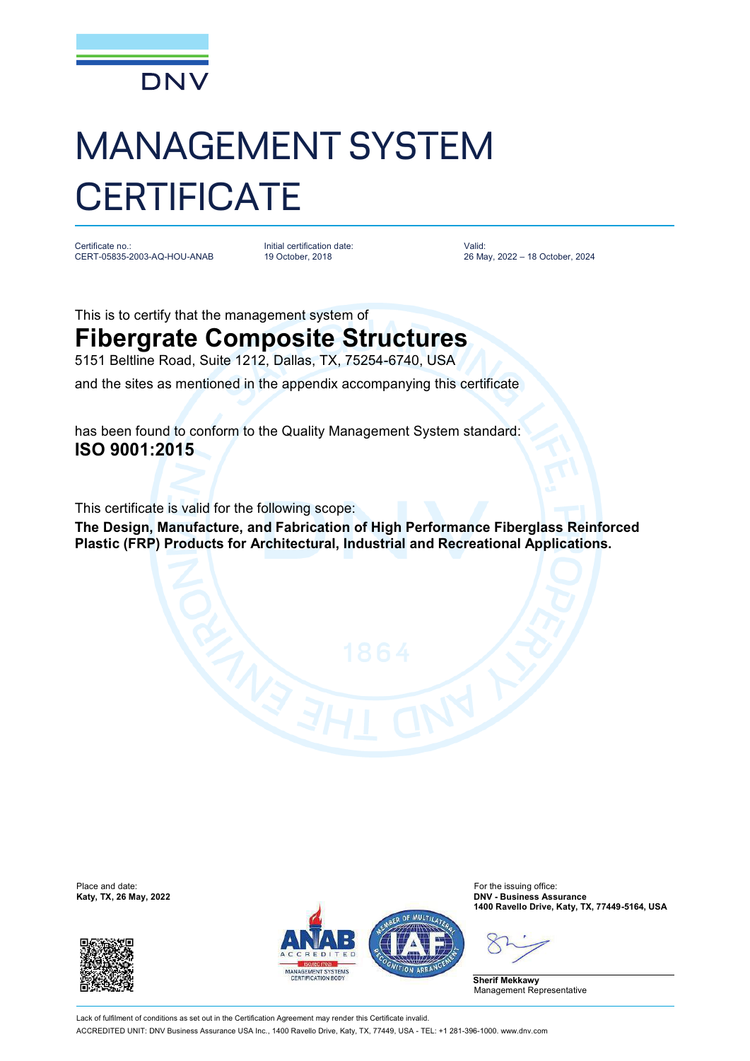DNV

# MANAGEMENT SYSTEM CERTIFICATE

| Certificate no.: | Initial certification date: | Valid: |
|---|---|---|
| CERT-05835-2003-AQ-HOU-ANAB | 19 October, 2018 | 26 May, 2022 – 18 October, 2024 |

This is to certify that the management system of

## Fibergrate Composite Structures

5151 Beltline Road, Suite 1212, Dallas, TX, 75254-6740, USA

and the sites as mentioned in the appendix accompanying this certificate

has found to conform to the Quality Management System standard:

**ISO 9001:2015**

This certificate is valid for the following scope:

**The Design, Manufacture, and Fabrication of High Performance Fiberglass Reinforced Plastic (FRP) Products for Architectural, Industrial and Recreational Applications.**

Place and date:
**Katy, TX, 26 May, 2022**

For the issuing office:
**DNV - Business Assurance**
**1400 Ravello Drive, Katy, TX, 77449-5164, USA**

**Sherif Mekkawy**
Management Representative

Lack of fulfilment of conditions as set out in the Certification Agreement may render this Certificate invalid.

ACCREDITED UNIT: DNV Business Assurance USA Inc., 1400 Ravello Drive, Katy, TX, 77449, USA - TEL: +1 281-396-1000. www.dnv.com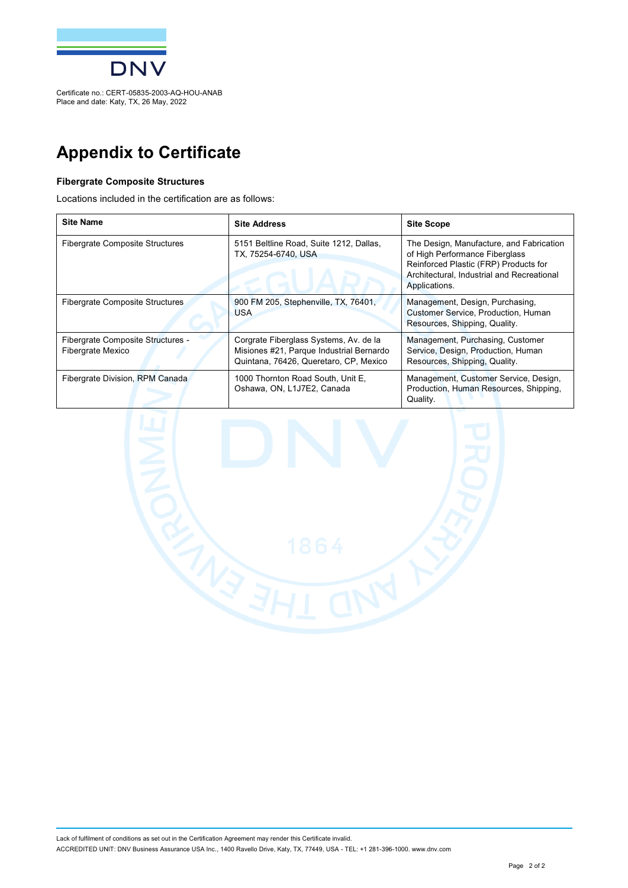Certificate no.: CERT-05835-2003-AQ-HOU-ANAB
Place and date: Katy, TX, 26 May, 2022

# Appendix to Certificate

### Fibergrate Composite Structures

Locations included in the certification are as follows:

| Site Name | Site Address | Site Scope |
|---|---|---|
| Fibergrate Composite Structures | 5151 Beltline Road, Suite 1212, Dallas, TX, 75254-6740, USA | The Design, Manufacture, and Fabrication of High Performance Fiberglass Reinforced Plastic (FRP) Products for Architectural, Industrial and Recreational Applications. |
| Fibergrate Composite Structures | 900 FM 205, Stephenville, TX, 76401, USA | Management, Design, Purchasing, Customer Service, Production, Human Resources, Shipping, Quality. |
| Fibergrate Composite Structures - Fibergrate Mexico | Corgrate Fiberglass Systems, Av. de la Misiones #21, Parque Industrial Bernardo Quintana, 76426, Queretaro, CP, Mexico | Management, Purchasing, Customer Service, Design, Production, Human Resources, Shipping, Quality. |
| Fibergrate Division, RPM Canada | 1000 Thornton Road South, Unit E, Oshawa, ON, L1J7E2, Canada | Management, Customer Service, Design, Production, Human Resources, Shipping, Quality. |

Lack of fulfilment of conditions as set out in the Certification Agreement may render this Certificate invalid.

ACCREDITED UNIT: DNV Business Assurance USA Inc., 1400 Ravello Drive, Katy, TX, 77449, USA - TEL: +1 281-396-1000. www.dnv.com